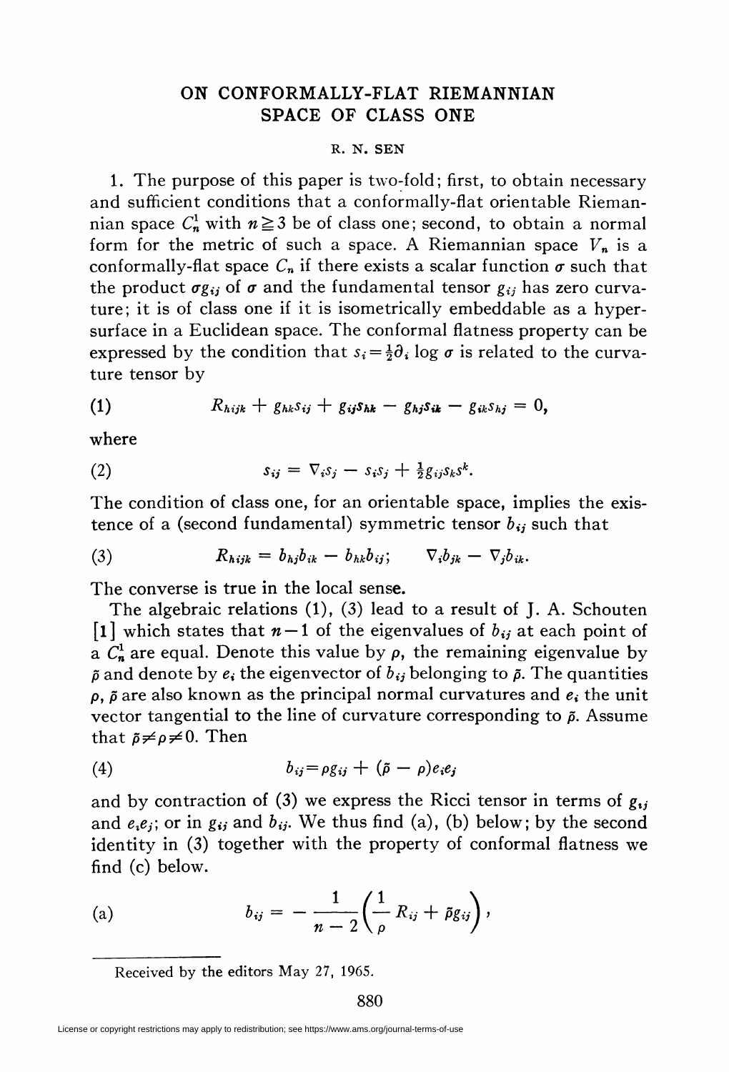# ON CONFORMALLY-FLAT RIEMANNIAN SPACE OF CLASS ONE

R. N. SEN

1. The purpose of this paper is two-fold; first, to obtain necessary and sufficient conditions that a conformally-flat orientable Riemannian space $C_n^1$ with $n \geqq 3$ be of class one; second, to obtain a normal form for the metric of such a space. A Riemannian space $V_n$ is a conformally-flat space $C_n$ if there exists a scalar function $\sigma$ such that the product $\sigma g_{ij}$ of $\sigma$ and the fundamental tensor $g_{ij}$ has zero curvature; it is of class one if it is isometrically embeddable as a hypersurface in a Euclidean space. The conformal flatness property can be expressed by the condition that $s_i = \frac{1}{2}\partial_i \log \sigma$ is related to the curvature tensor by

$$R_{hijk} + g_{hk}s_{ij} + g_{ij}s_{hk} - g_{hj}s_{ik} - g_{ik}s_{hj} = 0, \tag{1}$$

where

$$s_{ij} = \nabla_i s_j - s_i s_j + \tfrac{1}{2} g_{ij} s_k s^k. \tag{2}$$

The condition of class one, for an orientable space, implies the existence of a (second fundamental) symmetric tensor $b_{ij}$ such that

$$R_{hijk} = b_{hj}b_{ik} - b_{hk}b_{ij}; \qquad \nabla_i b_{jk} - \nabla_j b_{ik}. \tag{3}$$

The converse is true in the local sense.

The algebraic relations (1), (3) lead to a result of J. A. Schouten [1] which states that $n-1$ of the eigenvalues of $b_{ij}$ at each point of a $C_n^1$ are equal. Denote this value by $\rho$, the remaining eigenvalue by $\bar{\rho}$ and denote by $e_i$ the eigenvector of $b_{ij}$ belonging to $\bar{\rho}$. The quantities $\rho$, $\bar{\rho}$ are also known as the principal normal curvatures and $e_i$ the unit vector tangential to the line of curvature corresponding to $\bar{\rho}$. Assume that $\bar{\rho} \neq \rho \neq 0$. Then

$$b_{ij} = \rho g_{ij} + (\bar{\rho} - \rho) e_i e_j \tag{4}$$

and by contraction of (3) we express the Ricci tensor in terms of $g_{ij}$ and $e_i e_j$; or in $g_{ij}$ and $b_{ij}$. We thus find (a), (b) below; by the second identity in (3) together with the property of conformal flatness we find (c) below.

$$b_{ij} = -\frac{1}{n-2}\left(\frac{1}{\rho} R_{ij} + \bar{\rho} g_{ij}\right), \tag{a}$$

Received by the editors May 27, 1965.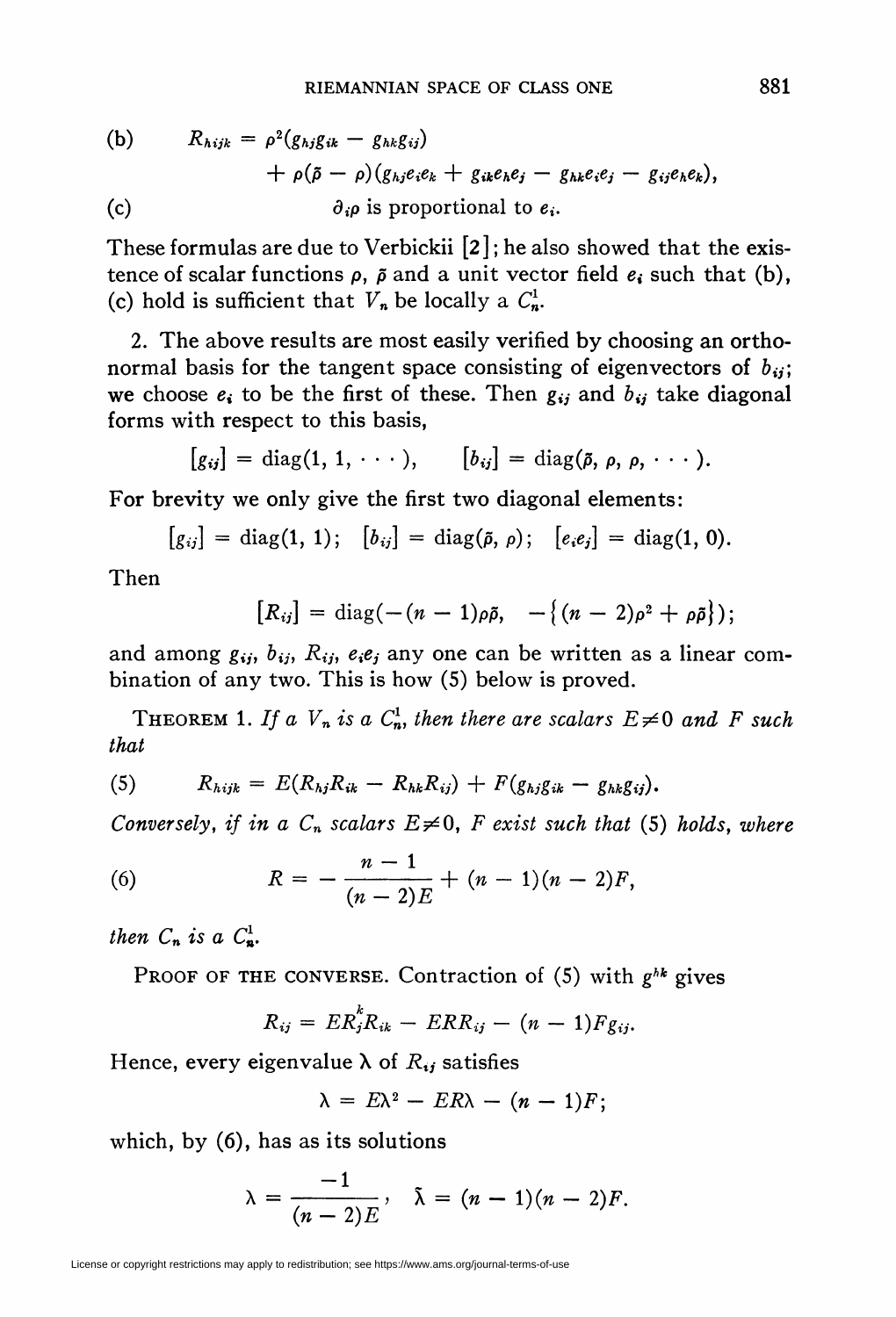(b) $$R_{hijk} = \rho^2(g_{hj}g_{ik} - g_{hk}g_{ij}) + \rho(\tilde{\rho} - \rho)(g_{hj}e_ie_k + g_{ik}e_he_j - g_{hk}e_ie_j - g_{ij}e_he_k),$$

(c) $\partial_i\rho$ is proportional to $e_i$.

These formulas are due to Verbickii [2]; he also showed that the existence of scalar functions $\rho$, $\tilde{\rho}$ and a unit vector field $e_i$ such that (b), (c) hold is sufficient that $V_n$ be locally a $C_n^1$.

2. The above results are most easily verified by choosing an orthonormal basis for the tangent space consisting of eigenvectors of $b_{ij}$; we choose $e_i$ to be the first of these. Then $g_{ij}$ and $b_{ij}$ take diagonal forms with respect to this basis,

$$[g_{ij}] = \operatorname{diag}(1, 1, \cdots), \qquad [b_{ij}] = \operatorname{diag}(\tilde{\rho}, \rho, \rho, \cdots).$$

For brevity we only give the first two diagonal elements:

$$[g_{ij}] = \operatorname{diag}(1, 1); \quad [b_{ij}] = \operatorname{diag}(\tilde{\rho}, \rho); \quad [e_ie_j] = \operatorname{diag}(1, 0).$$

Then

$$[R_{ij}] = \operatorname{diag}(-(n-1)\rho\tilde{\rho}, \quad -\{(n-2)\rho^2 + \rho\tilde{\rho}\});$$

and among $g_{ij}$, $b_{ij}$, $R_{ij}$, $e_ie_j$ any one can be written as a linear combination of any two. This is how (5) below is proved.

THEOREM 1. *If a $V_n$ is a $C_n^1$, then there are scalars $E \neq 0$ and $F$ such that*

$$R_{hijk} = E(R_{hj}R_{ik} - R_{hk}R_{ij}) + F(g_{hj}g_{ik} - g_{hk}g_{ij}). \tag{5}$$

*Conversely, if in a $C_n$ scalars $E \neq 0$, $F$ exist such that* (5) *holds, where*

$$R = -\frac{n-1}{(n-2)E} + (n-1)(n-2)F, \tag{6}$$

*then $C_n$ is a $C_n^1$.*

PROOF OF THE CONVERSE. Contraction of (5) with $g^{hk}$ gives

$$R_{ij} = ER_j^kR_{ik} - ERR_{ij} - (n-1)Fg_{ij}.$$

Hence, every eigenvalue $\lambda$ of $R_{ij}$ satisfies

$$\lambda = E\lambda^2 - ER\lambda - (n-1)F;$$

which, by (6), has as its solutions

$$\lambda = \frac{-1}{(n-2)E}, \quad \tilde{\lambda} = (n-1)(n-2)F.$$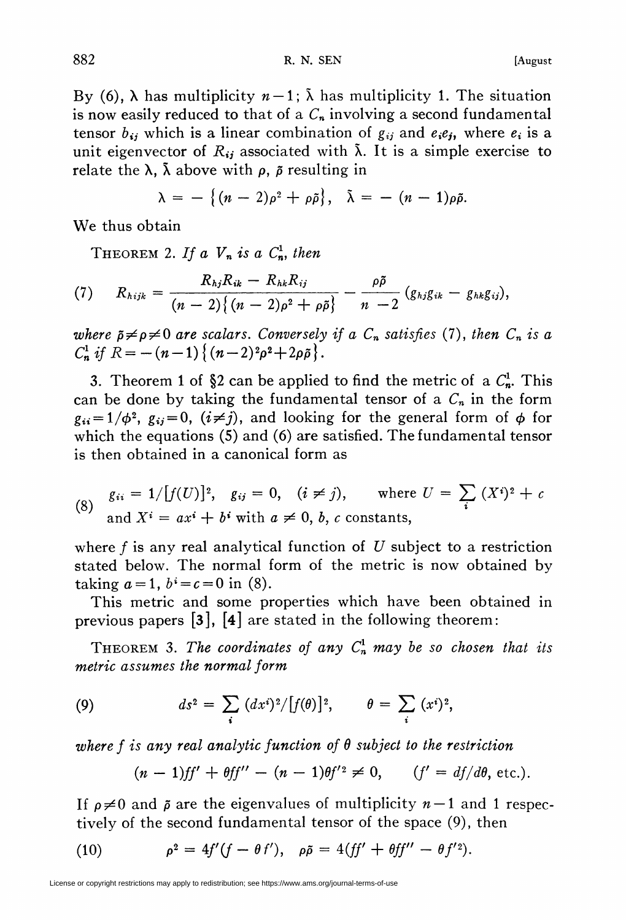By (6), $\lambda$ has multiplicity $n-1$; $\tilde{\lambda}$ has multiplicity 1. The situation is now easily reduced to that of a $C_n$ involving a second fundamental tensor $b_{ij}$ which is a linear combination of $g_{ij}$ and $e_ie_j$, where $e_i$ is a unit eigenvector of $R_{ij}$ associated with $\tilde{\lambda}$. It is a simple exercise to relate the $\lambda$, $\tilde{\lambda}$ above with $\rho$, $\tilde{\rho}$ resulting in

$$\lambda = -\{(n-2)\rho^2 + \rho\tilde{\rho}\}, \quad \tilde{\lambda} = -(n-1)\rho\tilde{\rho}.$$

We thus obtain

THEOREM 2. *If a $V_n$ is a $C_n^1$, then*

$$R_{hijk} = \frac{R_{hj}R_{ik} - R_{hk}R_{ij}}{(n-2)\{(n-2)\rho^2 + \rho\tilde{\rho}\}} - \frac{\rho\tilde{\rho}}{n-2}(g_{hj}g_{ik} - g_{hk}g_{ij}), \tag{7}$$

*where $\tilde{\rho} \neq \rho \neq 0$ are scalars. Conversely if a $C_n$ satisfies* (7), *then $C_n$ is a $C_n^1$ if $R = -(n-1)\{(n-2)^2\rho^2 + 2\rho\tilde{\rho}\}$.*

3. Theorem 1 of §2 can be applied to find the metric of a $C_n^1$. This can be done by taking the fundamental tensor of a $C_n$ in the form $g_{ii} = 1/\phi^2$, $g_{ij} = 0$, $(i \neq j)$, and looking for the general form of $\phi$ for which the equations (5) and (6) are satisfied. The fundamental tensor is then obtained in a canonical form as

$$g_{ii} = 1/[f(U)]^2, \quad g_{ij} = 0, \quad (i \neq j), \qquad \text{where } U = \sum_i (X^i)^2 + c$$
$$\text{and } X^i = ax^i + b^i \text{ with } a \neq 0,\ b,\ c \text{ constants}, \tag{8}$$

where $f$ is any real analytical function of $U$ subject to a restriction stated below. The normal form of the metric is now obtained by taking $a = 1$, $b^i = c = 0$ in (8).

This metric and some properties which have been obtained in previous papers [3], [4] are stated in the following theorem:

THEOREM 3. *The coordinates of any $C_n^1$ may be so chosen that its metric assumes the normal form*

$$ds^2 = \sum_i (dx^i)^2/[f(\theta)]^2, \qquad \theta = \sum_i (x^i)^2, \tag{9}$$

*where $f$ is any real analytic function of $\theta$ subject to the restriction*

$$(n-1)ff' + \theta ff'' - (n-1)\theta f'^2 \neq 0, \qquad (f' = df/d\theta, \text{ etc.}).$$

If $\rho \neq 0$ and $\tilde{\rho}$ are the eigenvalues of multiplicity $n-1$ and 1 respectively of the second fundamental tensor of the space (9), then

$$\rho^2 = 4f'(f - \theta f'), \quad \rho\tilde{\rho} = 4(ff' + \theta ff'' - \theta f'^2). \tag{10}$$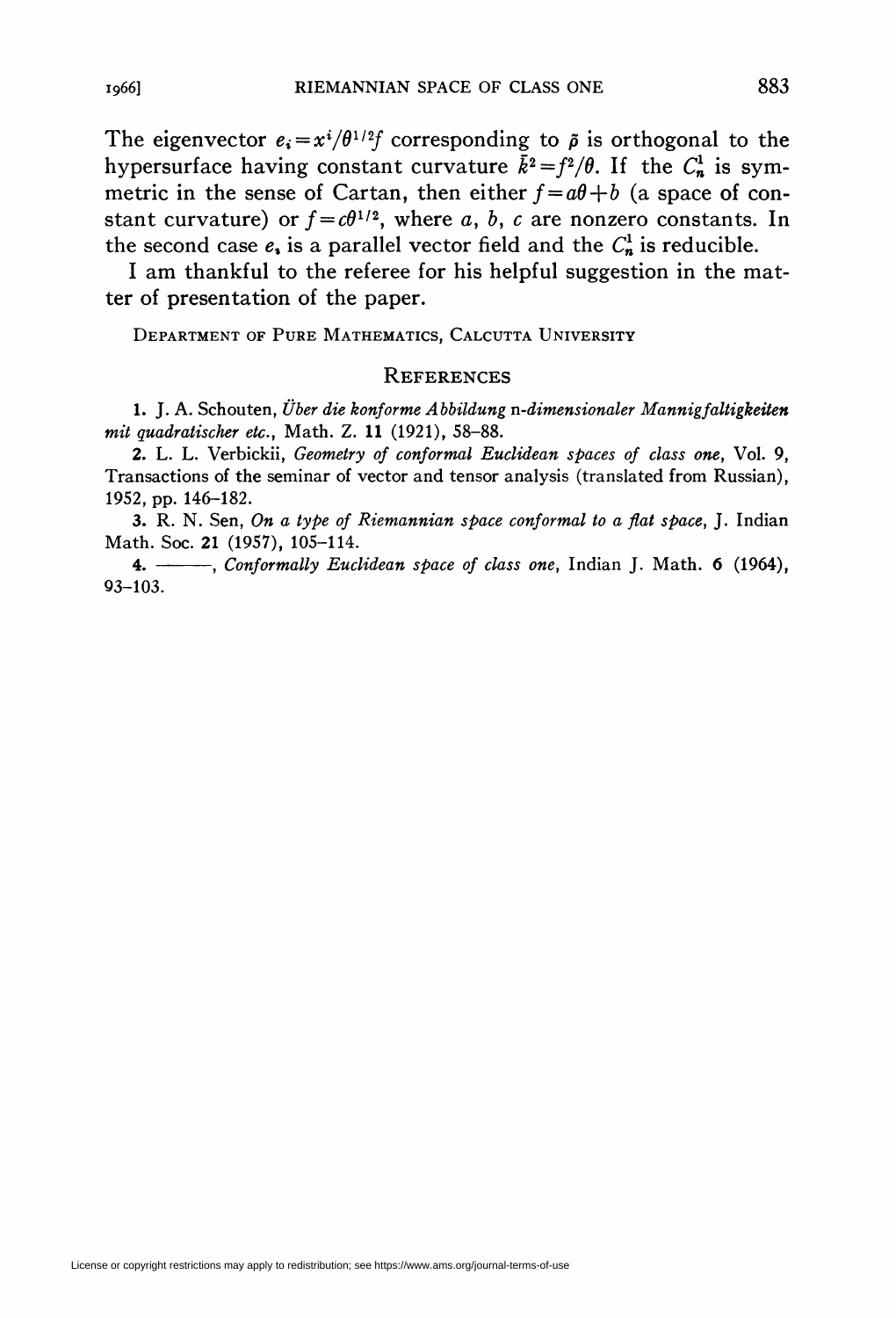The eigenvector $e_i = x^i/\theta^{1/2}f$ corresponding to $\tilde{\rho}$ is orthogonal to the hypersurface having constant curvature $\bar{k}^2 = f^2/\theta$. If the $C_n^1$ is symmetric in the sense of Cartan, then either $f = a\theta + b$ (a space of constant curvature) or $f = c\theta^{1/2}$, where $a$, $b$, $c$ are nonzero constants. In the second case $e_i$ is a parallel vector field and the $C_n^1$ is reducible.

I am thankful to the referee for his helpful suggestion in the matter of presentation of the paper.

DEPARTMENT OF PURE MATHEMATICS, CALCUTTA UNIVERSITY

## REFERENCES

1. J. A. Schouten, *Über die konforme Abbildung n-dimensionaler Mannigfaltigkeiten mit quadratischer etc.*, Math. Z. **11** (1921), 58–88.

2. L. L. Verbickii, *Geometry of conformal Euclidean spaces of class one*, Vol. 9, Transactions of the seminar of vector and tensor analysis (translated from Russian), 1952, pp. 146–182.

3. R. N. Sen, *On a type of Riemannian space conformal to a flat space*, J. Indian Math. Soc. **21** (1957), 105–114.

4. ———, *Conformally Euclidean space of class one*, Indian J. Math. **6** (1964), 93–103.